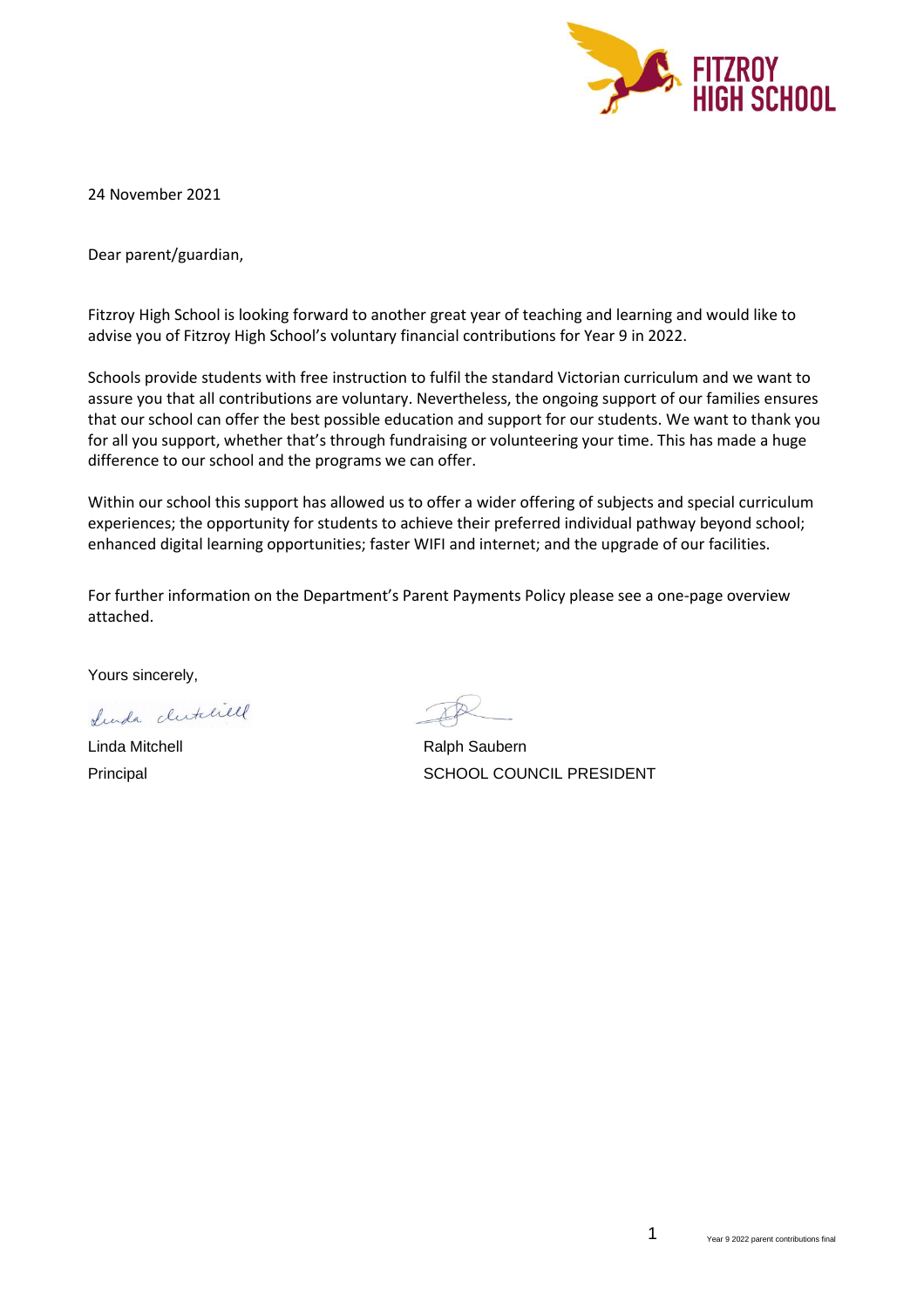FITZROY HIGH SCHOOL

24 November 2021

Dear parent/guardian,

Fitzroy High School is looking forward to another great year of teaching and learning and would like to advise you of Fitzroy High School's voluntary financial contributions for Year 9 in 2022.

Schools provide students with free instruction to fulfil the standard Victorian curriculum and we want to assure you that all contributions are voluntary. Nevertheless, the ongoing support of our families ensures that our school can offer the best possible education and support for our students. We want to thank you for all you support, whether that's through fundraising or volunteering your time. This has made a huge difference to our school and the programs we can offer.

Within our school this support has allowed us to offer a wider offering of subjects and special curriculum experiences; the opportunity for students to achieve their preferred individual pathway beyond school; enhanced digital learning opportunities; faster WIFI and internet; and the upgrade of our facilities.

For further information on the Department's Parent Payments Policy please see a one-page overview attached.

Yours sincerely,

Linda Mitchell
Principal

Ralph Saubern
SCHOOL COUNCIL PRESIDENT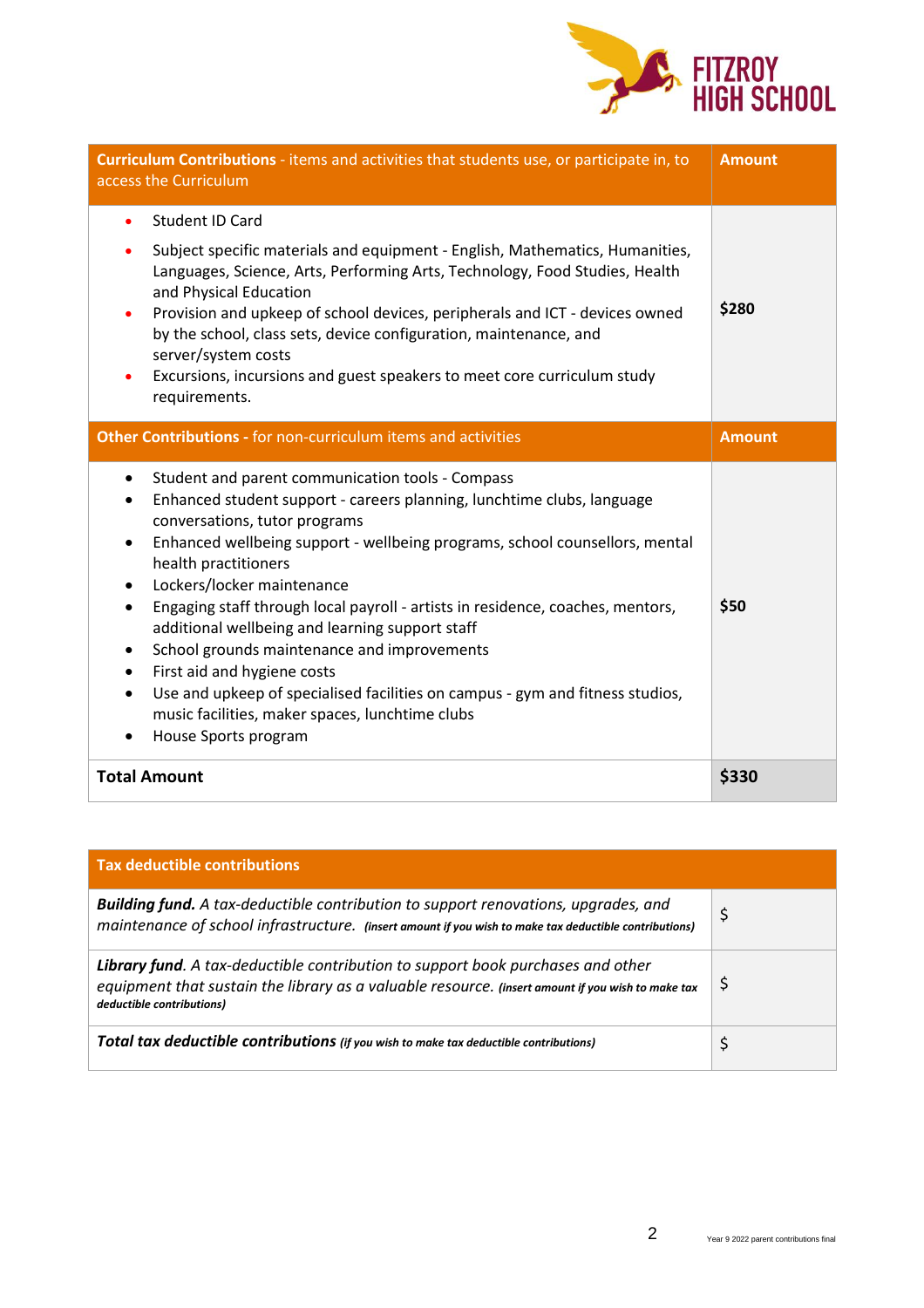FITZROY HIGH SCHOOL

| **Curriculum Contributions** - items and activities that students use, or participate in, to access the Curriculum | **Amount** |
| --- | --- |
| • Student ID Card<br>• Subject specific materials and equipment - English, Mathematics, Humanities, Languages, Science, Arts, Performing Arts, Technology, Food Studies, Health and Physical Education<br>• Provision and upkeep of school devices, peripherals and ICT - devices owned by the school, class sets, device configuration, maintenance, and server/system costs<br>• Excursions, incursions and guest speakers to meet core curriculum study requirements. | **$280** |
| **Other Contributions** - for non-curriculum items and activities | **Amount** |
| • Student and parent communication tools - Compass<br>• Enhanced student support - careers planning, lunchtime clubs, language conversations, tutor programs<br>• Enhanced wellbeing support - wellbeing programs, school counsellors, mental health practitioners<br>• Lockers/locker maintenance<br>• Engaging staff through local payroll - artists in residence, coaches, mentors, additional wellbeing and learning support staff<br>• School grounds maintenance and improvements<br>• First aid and hygiene costs<br>• Use and upkeep of specialised facilities on campus - gym and fitness studios, music facilities, maker spaces, lunchtime clubs<br>• House Sports program | **$50** |
| **Total Amount** | **$330** |

| **Tax deductible contributions** | |
| --- | --- |
| ***Building fund.*** *A tax-deductible contribution to support renovations, upgrades, and maintenance of school infrastructure.* ***(insert amount if you wish to make tax deductible contributions)*** | $ |
| ***Library fund****. A tax-deductible contribution to support book purchases and other equipment that sustain the library as a valuable resource.* ***(insert amount if you wish to make tax deductible contributions)*** | $ |
| ***Total tax deductible contributions*** ***(if you wish to make tax deductible contributions)*** | $ |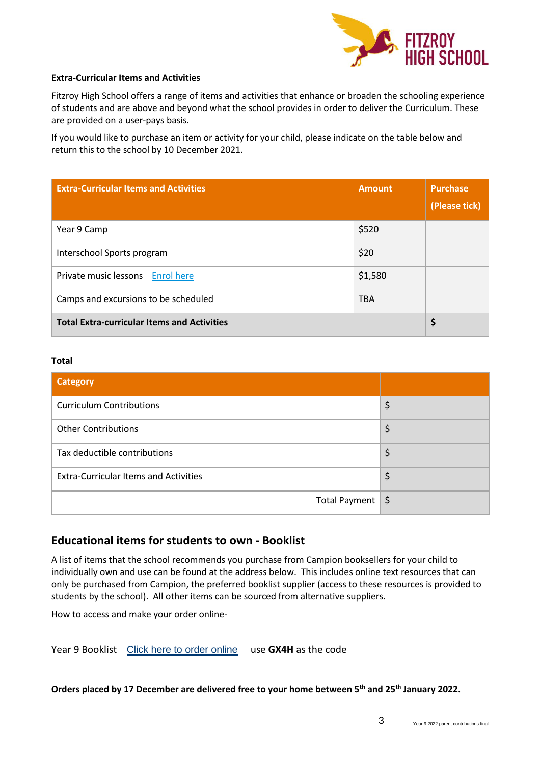**Extra-Curricular Items and Activities**

Fitzroy High School offers a range of items and activities that enhance or broaden the schooling experience of students and are above and beyond what the school provides in order to deliver the Curriculum. These are provided on a user-pays basis.

If you would like to purchase an item or activity for your child, please indicate on the table below and return this to the school by 10 December 2021.

| Extra-Curricular Items and Activities | Amount | Purchase (Please tick) |
|---|---|---|
| Year 9 Camp | $520 | |
| Interschool Sports program | $20 | |
| Private music lessons Enrol here | $1,580 | |
| Camps and excursions to be scheduled | TBA | |
| **Total Extra-curricular Items and Activities** | | **$** |

**Total**

| Category | |
|---|---|
| Curriculum Contributions | $ |
| Other Contributions | $ |
| Tax deductible contributions | $ |
| Extra-Curricular Items and Activities | $ |
| Total Payment | $ |

## Educational items for students to own - Booklist

A list of items that the school recommends you purchase from Campion booksellers for your child to individually own and use can be found at the address below. This includes online text resources that can only be purchased from Campion, the preferred booklist supplier (access to these resources is provided to students by the school). All other items can be sourced from alternative suppliers.

How to access and make your order online-

Year 9 Booklist Click here to order online use **GX4H** as the code

**Orders placed by 17 December are delivered free to your home between 5th and 25th January 2022.**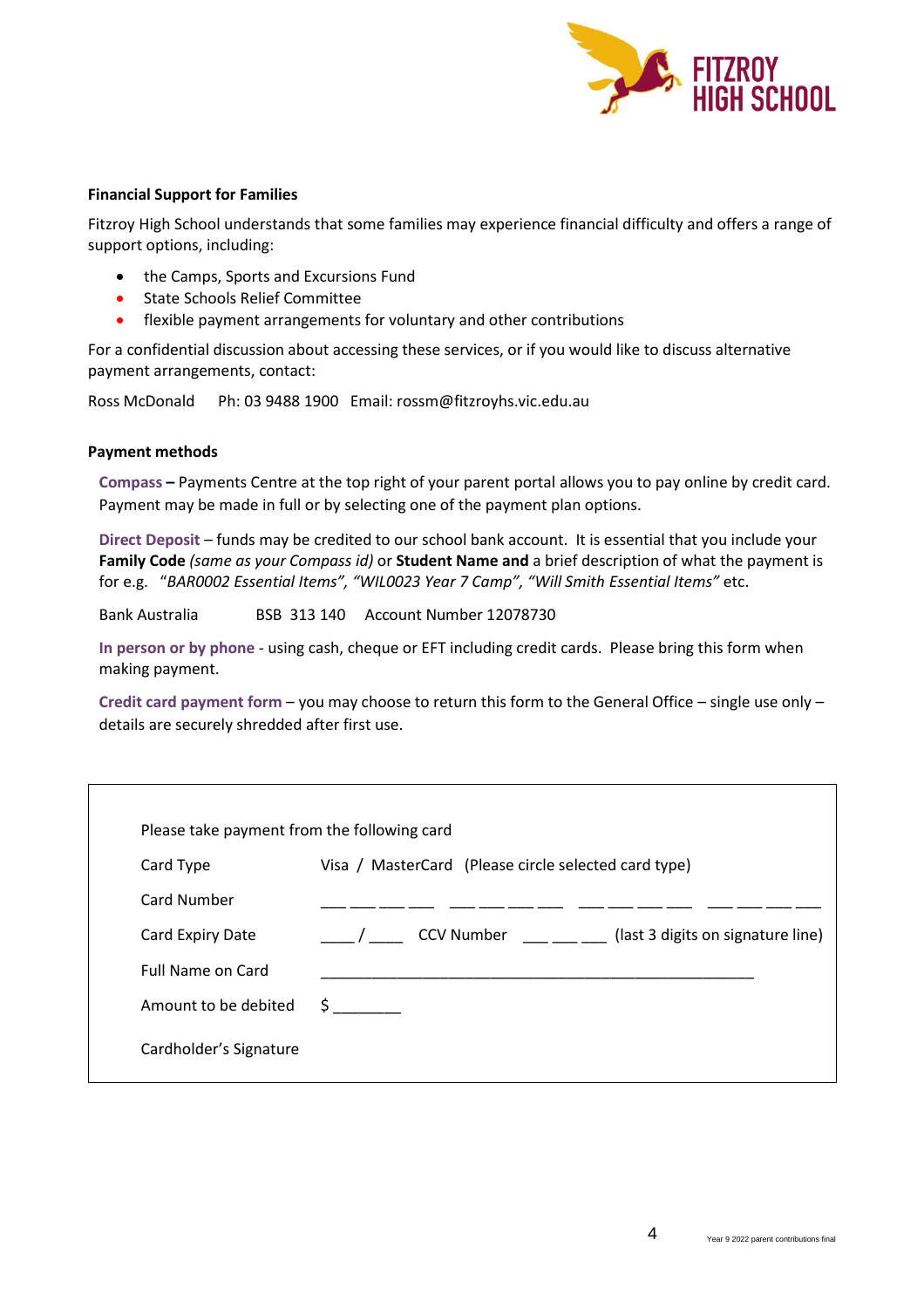**Financial Support for Families**

Fitzroy High School understands that some families may experience financial difficulty and offers a range of support options, including:

- the Camps, Sports and Excursions Fund
- State Schools Relief Committee
- flexible payment arrangements for voluntary and other contributions

For a confidential discussion about accessing these services, or if you would like to discuss alternative payment arrangements, contact:

Ross McDonald Ph: 03 9488 1900 Email: rossm@fitzroyhs.vic.edu.au

**Payment methods**

**Compass –** Payments Centre at the top right of your parent portal allows you to pay online by credit card. Payment may be made in full or by selecting one of the payment plan options.

**Direct Deposit** – funds may be credited to our school bank account. It is essential that you include your **Family Code** *(same as your Compass id)* or **Student Name and** a brief description of what the payment is for e.g. *"BAR0002 Essential Items", "WIL0023 Year 7 Camp", "Will Smith Essential Items"* etc.

Bank Australia BSB 313 140 Account Number 12078730

**In person or by phone** - using cash, cheque or EFT including credit cards. Please bring this form when making payment.

**Credit card payment form** – you may choose to return this form to the General Office – single use only – details are securely shredded after first use.

Please take payment from the following card

| | |
|---|---|
| Card Type | Visa / MasterCard (Please circle selected card type) |
| Card Number | ___ ___ ___ ___ ___ ___ ___ ___ ___ ___ ___ ___ ___ ___ ___ ___ |
| Card Expiry Date | ____ / ____ CCV Number ___ ___ ___ (last 3 digits on signature line) |
| Full Name on Card | ______________________________________________ |
| Amount to be debited | $ _______ |
| Cardholder's Signature | |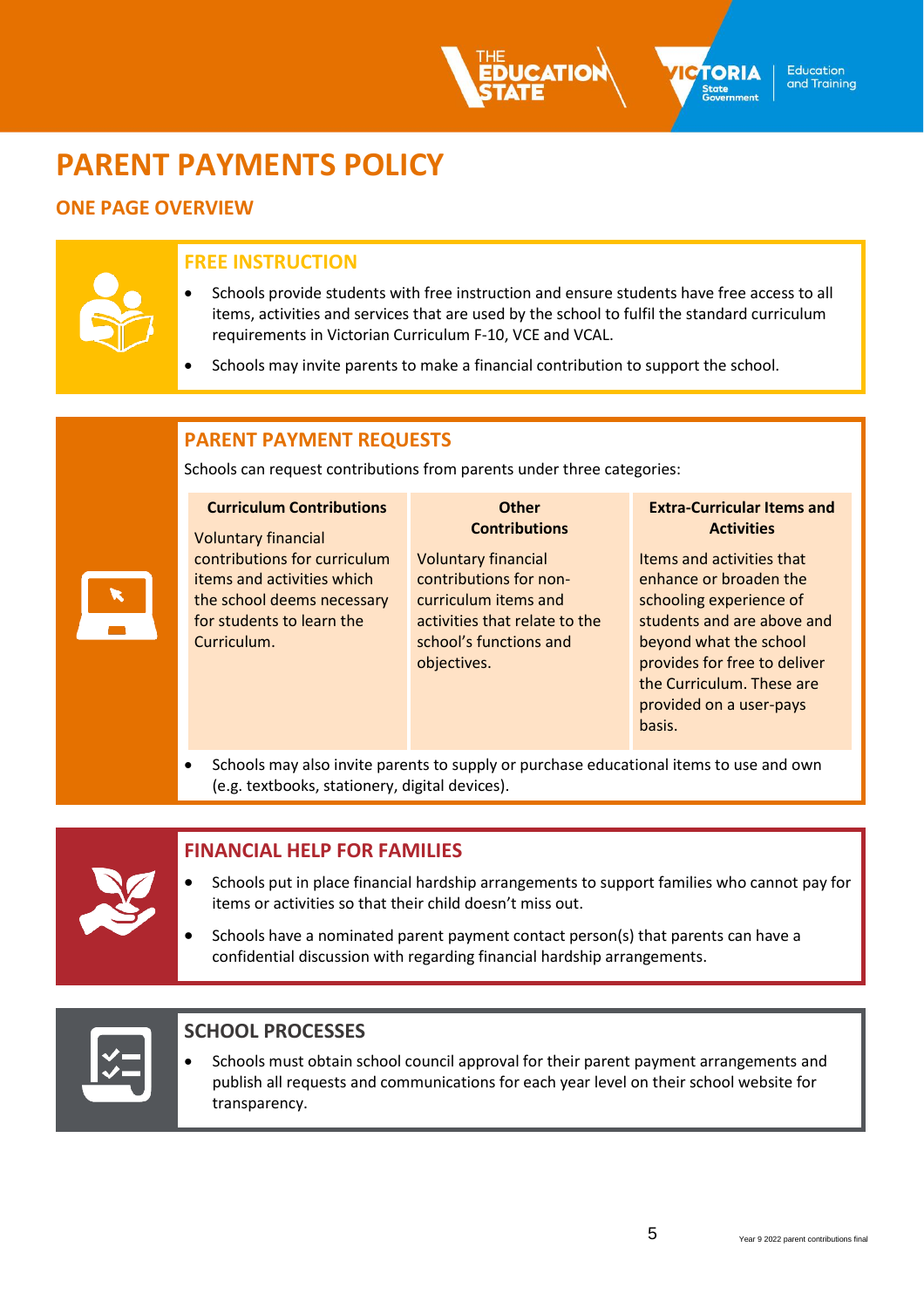# PARENT PAYMENTS POLICY

## ONE PAGE OVERVIEW

### FREE INSTRUCTION

- Schools provide students with free instruction and ensure students have free access to all items, activities and services that are used by the school to fulfil the standard curriculum requirements in Victorian Curriculum F-10, VCE and VCAL.
- Schools may invite parents to make a financial contribution to support the school.

### PARENT PAYMENT REQUESTS

Schools can request contributions from parents under three categories:

| Curriculum Contributions | Other Contributions | Extra-Curricular Items and Activities |
|---|---|---|
| Voluntary financial contributions for curriculum items and activities which the school deems necessary for students to learn the Curriculum. | Voluntary financial contributions for non-curriculum items and activities that relate to the school's functions and objectives. | Items and activities that enhance or broaden the schooling experience of students and are above and beyond what the school provides for free to deliver the Curriculum. These are provided on a user-pays basis. |

- Schools may also invite parents to supply or purchase educational items to use and own (e.g. textbooks, stationery, digital devices).

### FINANCIAL HELP FOR FAMILIES

- Schools put in place financial hardship arrangements to support families who cannot pay for items or activities so that their child doesn't miss out.
- Schools have a nominated parent payment contact person(s) that parents can have a confidential discussion with regarding financial hardship arrangements.

### SCHOOL PROCESSES

- Schools must obtain school council approval for their parent payment arrangements and publish all requests and communications for each year level on their school website for transparency.